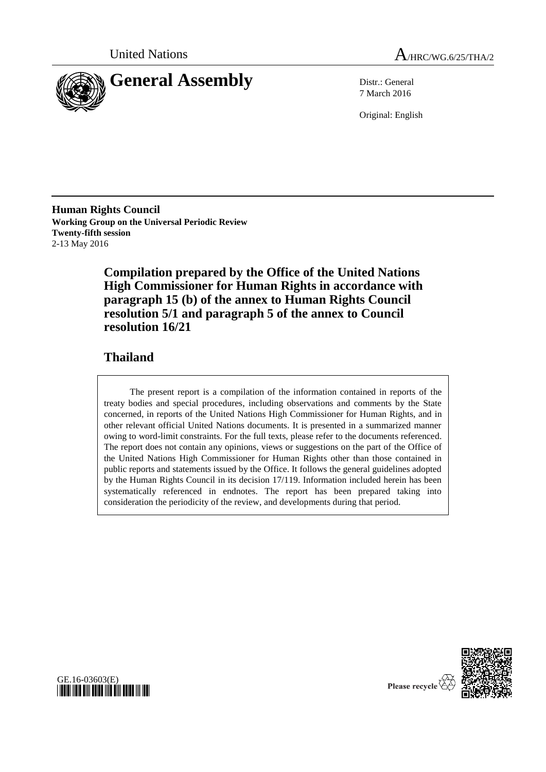United Nations

# General Assembly

A/HRC/WG.6/25/THA/2

Distr.: General
7 March 2016

Original: English

**Human Rights Council**
**Working Group on the Universal Periodic Review**
**Twenty-fifth session**
2-13 May 2016

## Compilation prepared by the Office of the United Nations High Commissioner for Human Rights in accordance with paragraph 15 (b) of the annex to Human Rights Council resolution 5/1 and paragraph 5 of the annex to Council resolution 16/21

## Thailand

The present report is a compilation of the information contained in reports of the treaty bodies and special procedures, including observations and comments by the State concerned, in reports of the United Nations High Commissioner for Human Rights, and in other relevant official United Nations documents. It is presented in a summarized manner owing to word-limit constraints. For the full texts, please refer to the documents referenced. The report does not contain any opinions, views or suggestions on the part of the Office of the United Nations High Commissioner for Human Rights other than those contained in public reports and statements issued by the Office. It follows the general guidelines adopted by the Human Rights Council in its decision 17/119. Information included herein has been systematically referenced in endnotes. The report has been prepared taking into consideration the periodicity of the review, and developments during that period.

GE.16-03603(E)

Please recycle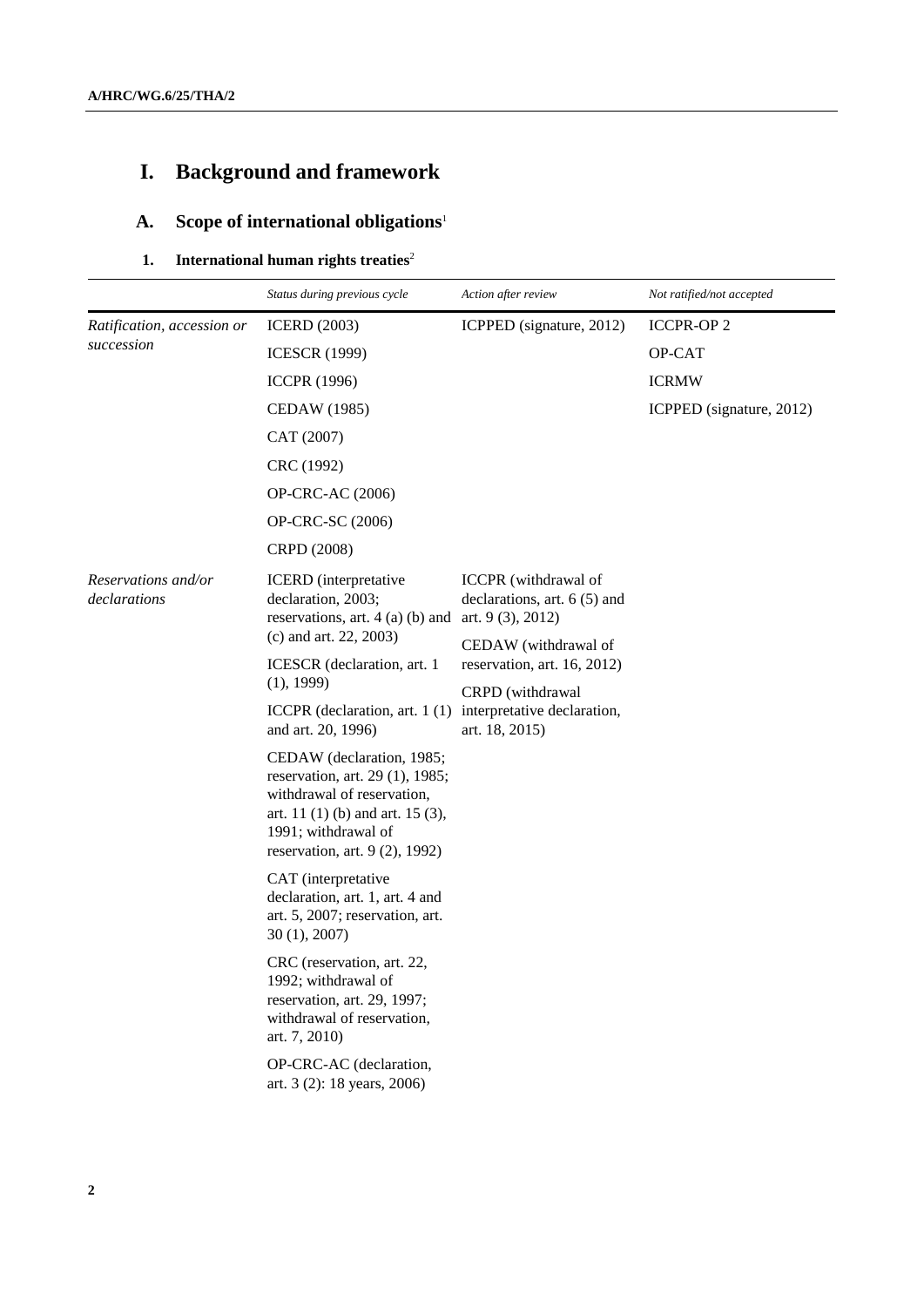# I. Background and framework

## A. Scope of international obligations[1]

### 1. International human rights treaties[2]

| | *Status during previous cycle* | *Action after review* | *Not ratified/not accepted* |
|---|---|---|---|
| *Ratification, accession or succession* | ICERD (2003)<br>ICESCR (1999)<br>ICCPR (1996)<br>CEDAW (1985)<br>CAT (2007)<br>CRC (1992)<br>OP-CRC-AC (2006)<br>OP-CRC-SC (2006)<br>CRPD (2008) | ICPPED (signature, 2012) | ICCPR-OP 2<br>OP-CAT<br>ICRMW<br>ICPPED (signature, 2012) |
| *Reservations and/or declarations* | ICERD (interpretative declaration, 2003; reservations, art. 4 (a) (b) and (c) and art. 22, 2003)<br>ICESCR (declaration, art. 1 (1), 1999)<br>ICCPR (declaration, art. 1 (1) and art. 20, 1996)<br>CEDAW (declaration, 1985; reservation, art. 29 (1), 1985; withdrawal of reservation, art. 11 (1) (b) and art. 15 (3), 1991; withdrawal of reservation, art. 9 (2), 1992)<br>CAT (interpretative declaration, art. 1, art. 4 and art. 5, 2007; reservation, art. 30 (1), 2007)<br>CRC (reservation, art. 22, 1992; withdrawal of reservation, art. 29, 1997; withdrawal of reservation, art. 7, 2010)<br>OP-CRC-AC (declaration, art. 3 (2): 18 years, 2006) | ICCPR (withdrawal of declarations, art. 6 (5) and art. 9 (3), 2012)<br>CEDAW (withdrawal of reservation, art. 16, 2012)<br>CRPD (withdrawal interpretative declaration, art. 18, 2015) | |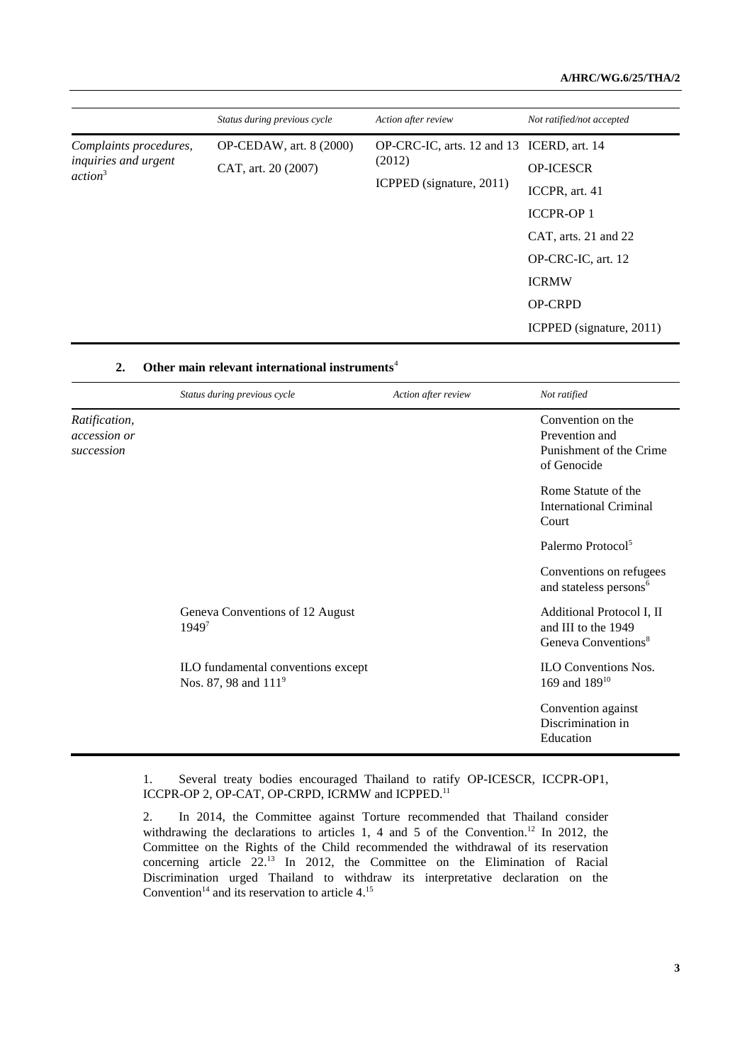| | *Status during previous cycle* | *Action after review* | *Not ratified/not accepted* |
|---|---|---|---|
| *Complaints procedures, inquiries and urgent action*[3] | OP-CEDAW, art. 8 (2000)<br>CAT, art. 20 (2007) | OP-CRC-IC, arts. 12 and 13 (2012)<br>ICPPED (signature, 2011) | ICERD, art. 14<br>OP-ICESCR<br>ICCPR, art. 41<br>ICCPR-OP 1<br>CAT, arts. 21 and 22<br>OP-CRC-IC, art. 12<br>ICRMW<br>OP-CRPD<br>ICPPED (signature, 2011) |

### 2. Other main relevant international instruments[4]

| | *Status during previous cycle* | *Action after review* | *Not ratified* |
|---|---|---|---|
| *Ratification, accession or succession* | | | Convention on the Prevention and Punishment of the Crime of Genocide |
| | | | Rome Statute of the International Criminal Court |
| | | | Palermo Protocol[5] |
| | | | Conventions on refugees and stateless persons[6] |
| | Geneva Conventions of 12 August 1949[7] | | Additional Protocol I, II and III to the 1949 Geneva Conventions[8] |
| | ILO fundamental conventions except Nos. 87, 98 and 111[9] | | ILO Conventions Nos. 169 and 189[10] |
| | | | Convention against Discrimination in Education |

1. Several treaty bodies encouraged Thailand to ratify OP-ICESCR, ICCPR-OP1, ICCPR-OP 2, OP-CAT, OP-CRPD, ICRMW and ICPPED.[11]

2. In 2014, the Committee against Torture recommended that Thailand consider withdrawing the declarations to articles 1, 4 and 5 of the Convention.[12] In 2012, the Committee on the Rights of the Child recommended the withdrawal of its reservation concerning article 22.[13] In 2012, the Committee on the Elimination of Racial Discrimination urged Thailand to withdraw its interpretative declaration on the Convention[14] and its reservation to article 4.[15]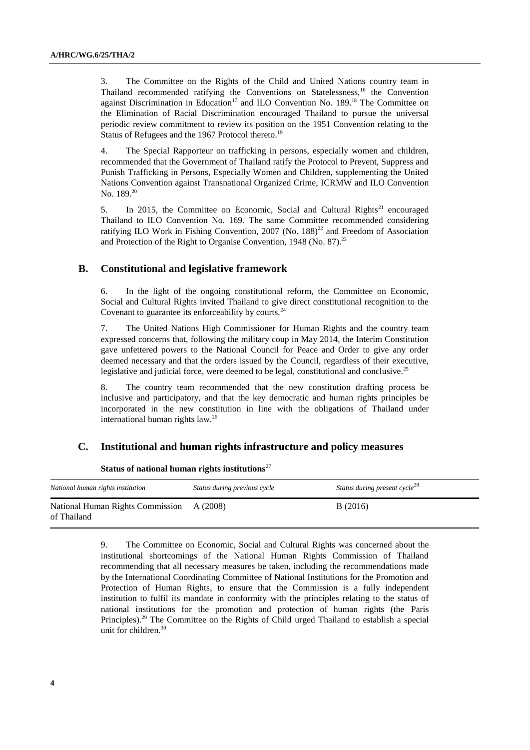3. The Committee on the Rights of the Child and United Nations country team in Thailand recommended ratifying the Conventions on Statelessness,[16] the Convention against Discrimination in Education[17] and ILO Convention No. 189.[18] The Committee on the Elimination of Racial Discrimination encouraged Thailand to pursue the universal periodic review commitment to review its position on the 1951 Convention relating to the Status of Refugees and the 1967 Protocol thereto.[19]

4. The Special Rapporteur on trafficking in persons, especially women and children, recommended that the Government of Thailand ratify the Protocol to Prevent, Suppress and Punish Trafficking in Persons, Especially Women and Children, supplementing the United Nations Convention against Transnational Organized Crime, ICRMW and ILO Convention No. 189.[20]

5. In 2015, the Committee on Economic, Social and Cultural Rights[21] encouraged Thailand to ILO Convention No. 169. The same Committee recommended considering ratifying ILO Work in Fishing Convention, 2007 (No. 188)[22] and Freedom of Association and Protection of the Right to Organise Convention, 1948 (No. 87).[23]

## B. Constitutional and legislative framework

6. In the light of the ongoing constitutional reform, the Committee on Economic, Social and Cultural Rights invited Thailand to give direct constitutional recognition to the Covenant to guarantee its enforceability by courts.[24]

7. The United Nations High Commissioner for Human Rights and the country team expressed concerns that, following the military coup in May 2014, the Interim Constitution gave unfettered powers to the National Council for Peace and Order to give any order deemed necessary and that the orders issued by the Council, regardless of their executive, legislative and judicial force, were deemed to be legal, constitutional and conclusive.[25]

8. The country team recommended that the new constitution drafting process be inclusive and participatory, and that the key democratic and human rights principles be incorporated in the new constitution in line with the obligations of Thailand under international human rights law.[26]

## C. Institutional and human rights infrastructure and policy measures

**Status of national human rights institutions**[27]

| *National human rights institution* | *Status during previous cycle* | *Status during present cycle*[28] |
|---|---|---|
| National Human Rights Commission of Thailand | A (2008) | B (2016) |

9. The Committee on Economic, Social and Cultural Rights was concerned about the institutional shortcomings of the National Human Rights Commission of Thailand recommending that all necessary measures be taken, including the recommendations made by the International Coordinating Committee of National Institutions for the Promotion and Protection of Human Rights, to ensure that the Commission is a fully independent institution to fulfil its mandate in conformity with the principles relating to the status of national institutions for the promotion and protection of human rights (the Paris Principles).[29] The Committee on the Rights of Child urged Thailand to establish a special unit for children.[30]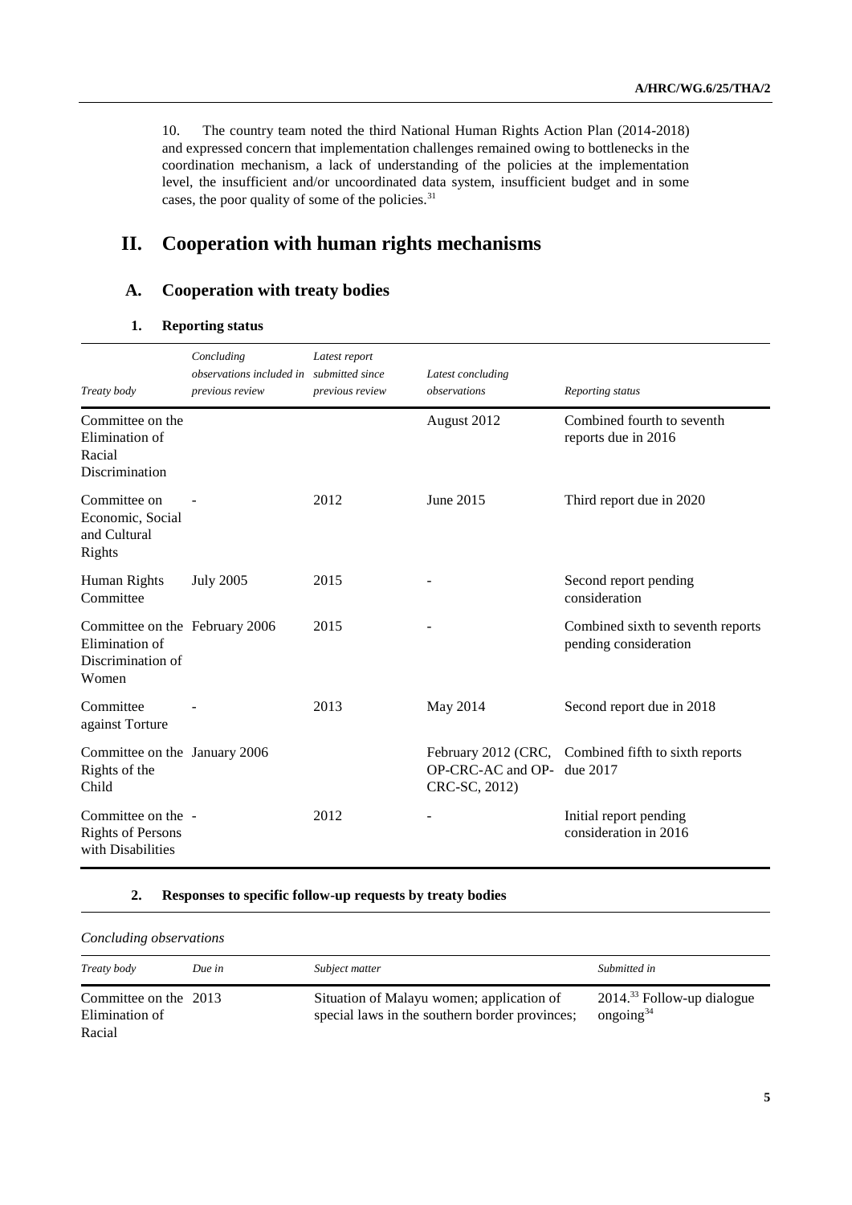10. The country team noted the third National Human Rights Action Plan (2014-2018) and expressed concern that implementation challenges remained owing to bottlenecks in the coordination mechanism, a lack of understanding of the policies at the implementation level, the insufficient and/or uncoordinated data system, insufficient budget and in some cases, the poor quality of some of the policies.[31]

# II. Cooperation with human rights mechanisms

## A. Cooperation with treaty bodies

### 1. Reporting status

| *Treaty body* | *Concluding observations included in previous review* | *Latest report submitted since previous review* | *Latest concluding observations* | *Reporting status* |
|---|---|---|---|---|
| Committee on the Elimination of Racial Discrimination | | | August 2012 | Combined fourth to seventh reports due in 2016 |
| Committee on Economic, Social and Cultural Rights | - | 2012 | June 2015 | Third report due in 2020 |
| Human Rights Committee | July 2005 | 2015 | - | Second report pending consideration |
| Committee on the Elimination of Discrimination of Women | February 2006 | 2015 | - | Combined sixth to seventh reports pending consideration |
| Committee against Torture | - | 2013 | May 2014 | Second report due in 2018 |
| Committee on the Rights of the Child | January 2006 | | February 2012 (CRC, OP-CRC-AC and OP-CRC-SC, 2012) | Combined fifth to sixth reports due 2017 |
| Committee on the Rights of Persons with Disabilities | - | 2012 | - | Initial report pending consideration in 2016 |

### 2. Responses to specific follow-up requests by treaty bodies

*Concluding observations*

| *Treaty body* | *Due in* | *Subject matter* | *Submitted in* |
|---|---|---|---|
| Committee on the Elimination of Racial | 2013 | Situation of Malayu women; application of special laws in the southern border provinces; | 2014.[33] Follow-up dialogue ongoing[34] |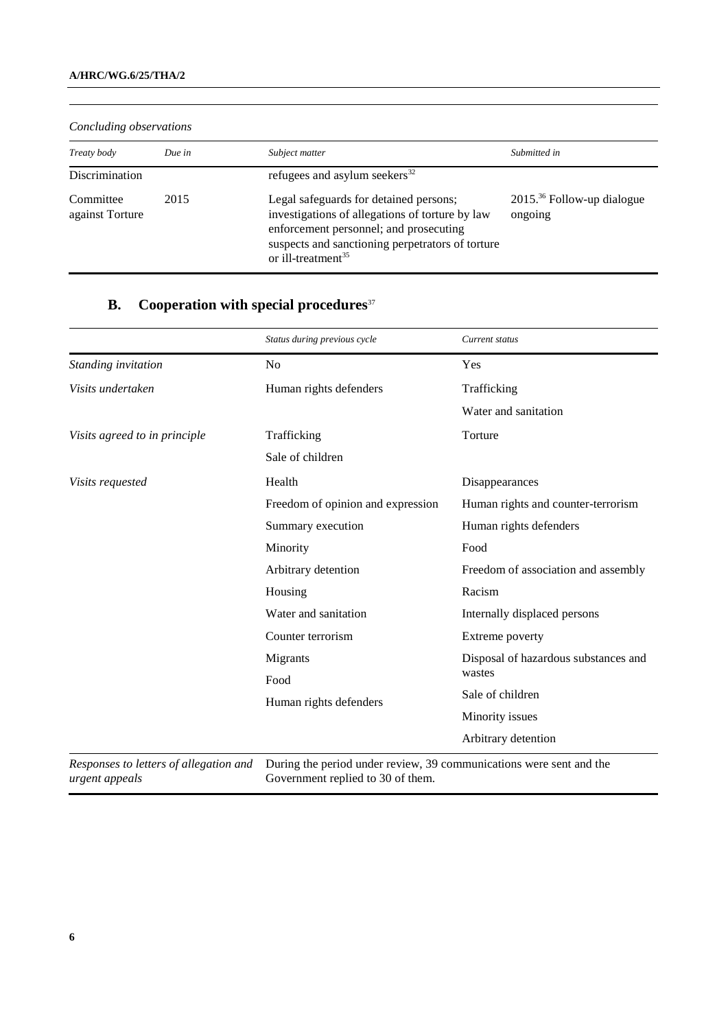*Concluding observations*

| *Treaty body* | *Due in* | *Subject matter* | *Submitted in* |
|---|---|---|---|
| Discrimination | | refugees and asylum seekers[32] | |
| Committee against Torture | 2015 | Legal safeguards for detained persons; investigations of allegations of torture by law enforcement personnel; and prosecuting suspects and sanctioning perpetrators of torture or ill-treatment[35] | 2015.[36] Follow-up dialogue ongoing |

## B. Cooperation with special procedures[37]

| | *Status during previous cycle* | *Current status* |
|---|---|---|
| *Standing invitation* | No | Yes |
| *Visits undertaken* | Human rights defenders | Trafficking |
| | | Water and sanitation |
| *Visits agreed to in principle* | Trafficking | Torture |
| | Sale of children | |
| *Visits requested* | Health | Disappearances |
| | Freedom of opinion and expression | Human rights and counter-terrorism |
| | Summary execution | Human rights defenders |
| | Minority | Food |
| | Arbitrary detention | Freedom of association and assembly |
| | Housing | Racism |
| | Water and sanitation | Internally displaced persons |
| | Counter terrorism | Extreme poverty |
| | Migrants | Disposal of hazardous substances and wastes |
| | Food | Sale of children |
| | Human rights defenders | Minority issues |
| | | Arbitrary detention |
| *Responses to letters of allegation and urgent appeals* | During the period under review, 39 communications were sent and the Government replied to 30 of them. | |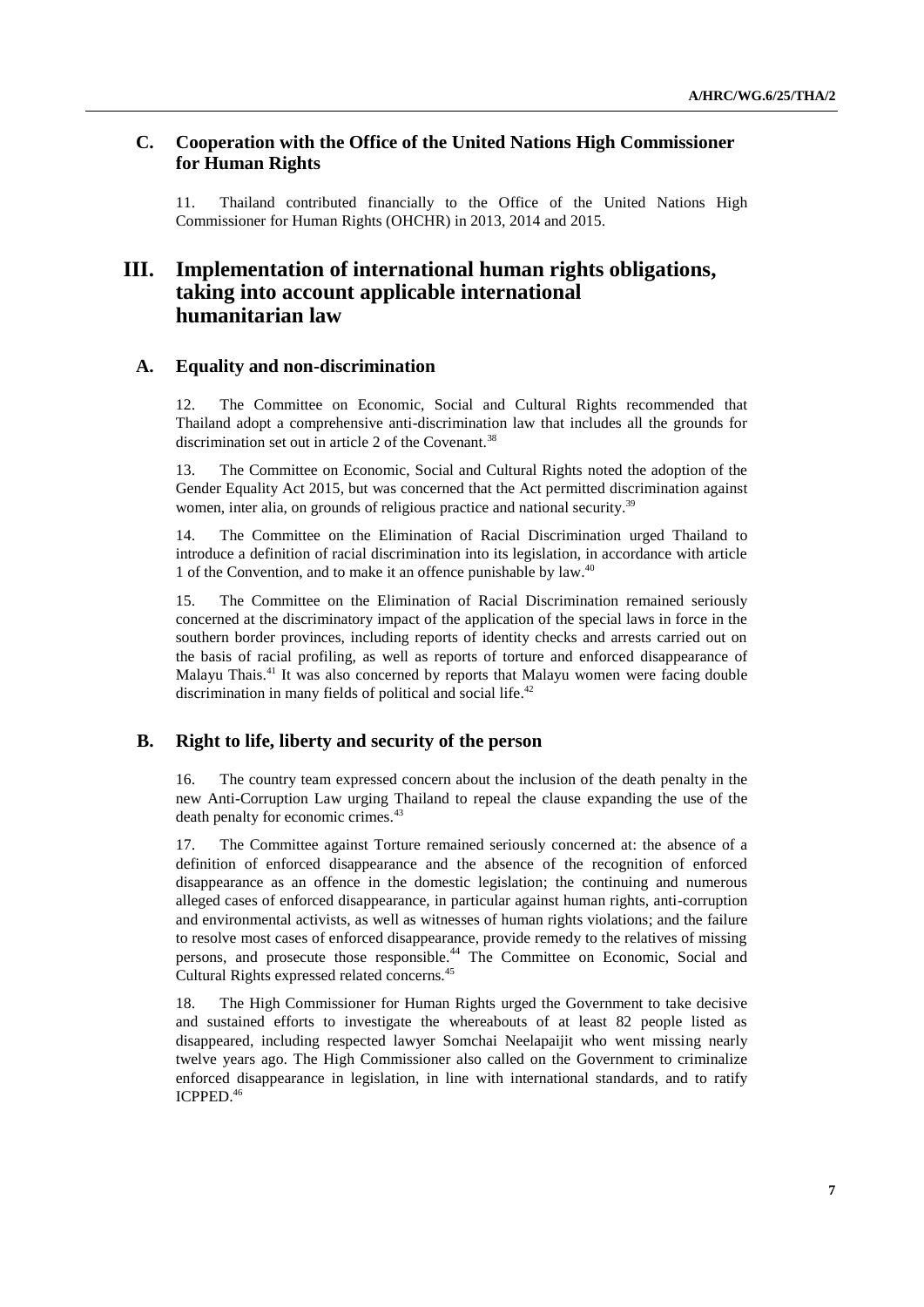## C. Cooperation with the Office of the United Nations High Commissioner for Human Rights

11. Thailand contributed financially to the Office of the United Nations High Commissioner for Human Rights (OHCHR) in 2013, 2014 and 2015.

# III. Implementation of international human rights obligations, taking into account applicable international humanitarian law

## A. Equality and non-discrimination

12. The Committee on Economic, Social and Cultural Rights recommended that Thailand adopt a comprehensive anti-discrimination law that includes all the grounds for discrimination set out in article 2 of the Covenant.[38]

13. The Committee on Economic, Social and Cultural Rights noted the adoption of the Gender Equality Act 2015, but was concerned that the Act permitted discrimination against women, inter alia, on grounds of religious practice and national security.[39]

14. The Committee on the Elimination of Racial Discrimination urged Thailand to introduce a definition of racial discrimination into its legislation, in accordance with article 1 of the Convention, and to make it an offence punishable by law.[40]

15. The Committee on the Elimination of Racial Discrimination remained seriously concerned at the discriminatory impact of the application of the special laws in force in the southern border provinces, including reports of identity checks and arrests carried out on the basis of racial profiling, as well as reports of torture and enforced disappearance of Malayu Thais.[41] It was also concerned by reports that Malayu women were facing double discrimination in many fields of political and social life.[42]

## B. Right to life, liberty and security of the person

16. The country team expressed concern about the inclusion of the death penalty in the new Anti-Corruption Law urging Thailand to repeal the clause expanding the use of the death penalty for economic crimes.[43]

17. The Committee against Torture remained seriously concerned at: the absence of a definition of enforced disappearance and the absence of the recognition of enforced disappearance as an offence in the domestic legislation; the continuing and numerous alleged cases of enforced disappearance, in particular against human rights, anti-corruption and environmental activists, as well as witnesses of human rights violations; and the failure to resolve most cases of enforced disappearance, provide remedy to the relatives of missing persons, and prosecute those responsible.[44] The Committee on Economic, Social and Cultural Rights expressed related concerns.[45]

18. The High Commissioner for Human Rights urged the Government to take decisive and sustained efforts to investigate the whereabouts of at least 82 people listed as disappeared, including respected lawyer Somchai Neelapaijit who went missing nearly twelve years ago. The High Commissioner also called on the Government to criminalize enforced disappearance in legislation, in line with international standards, and to ratify ICPPED.[46]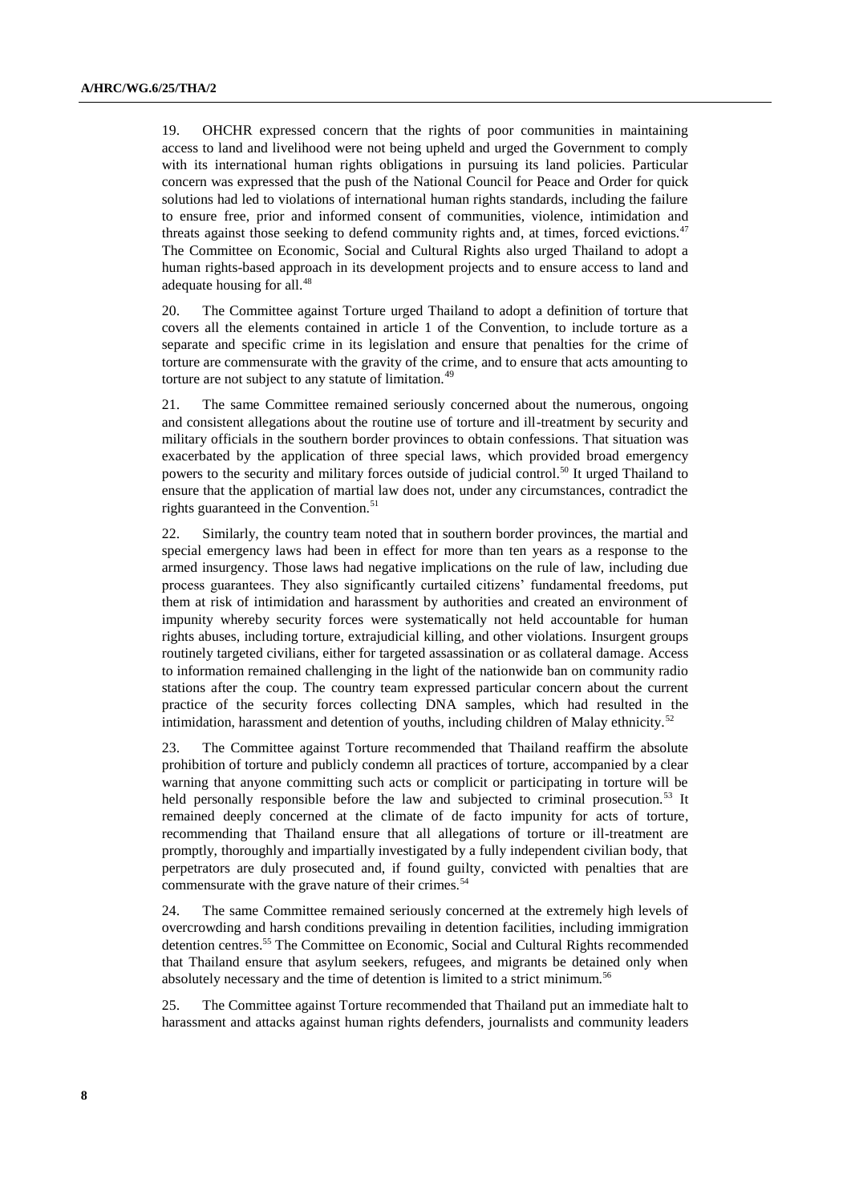19. OHCHR expressed concern that the rights of poor communities in maintaining access to land and livelihood were not being upheld and urged the Government to comply with its international human rights obligations in pursuing its land policies. Particular concern was expressed that the push of the National Council for Peace and Order for quick solutions had led to violations of international human rights standards, including the failure to ensure free, prior and informed consent of communities, violence, intimidation and threats against those seeking to defend community rights and, at times, forced evictions.[47] The Committee on Economic, Social and Cultural Rights also urged Thailand to adopt a human rights-based approach in its development projects and to ensure access to land and adequate housing for all.[48]

20. The Committee against Torture urged Thailand to adopt a definition of torture that covers all the elements contained in article 1 of the Convention, to include torture as a separate and specific crime in its legislation and ensure that penalties for the crime of torture are commensurate with the gravity of the crime, and to ensure that acts amounting to torture are not subject to any statute of limitation.[49]

21. The same Committee remained seriously concerned about the numerous, ongoing and consistent allegations about the routine use of torture and ill-treatment by security and military officials in the southern border provinces to obtain confessions. That situation was exacerbated by the application of three special laws, which provided broad emergency powers to the security and military forces outside of judicial control.[50] It urged Thailand to ensure that the application of martial law does not, under any circumstances, contradict the rights guaranteed in the Convention.[51]

22. Similarly, the country team noted that in southern border provinces, the martial and special emergency laws had been in effect for more than ten years as a response to the armed insurgency. Those laws had negative implications on the rule of law, including due process guarantees. They also significantly curtailed citizens' fundamental freedoms, put them at risk of intimidation and harassment by authorities and created an environment of impunity whereby security forces were systematically not held accountable for human rights abuses, including torture, extrajudicial killing, and other violations. Insurgent groups routinely targeted civilians, either for targeted assassination or as collateral damage. Access to information remained challenging in the light of the nationwide ban on community radio stations after the coup. The country team expressed particular concern about the current practice of the security forces collecting DNA samples, which had resulted in the intimidation, harassment and detention of youths, including children of Malay ethnicity.[52]

23. The Committee against Torture recommended that Thailand reaffirm the absolute prohibition of torture and publicly condemn all practices of torture, accompanied by a clear warning that anyone committing such acts or complicit or participating in torture will be held personally responsible before the law and subjected to criminal prosecution.[53] It remained deeply concerned at the climate of de facto impunity for acts of torture, recommending that Thailand ensure that all allegations of torture or ill-treatment are promptly, thoroughly and impartially investigated by a fully independent civilian body, that perpetrators are duly prosecuted and, if found guilty, convicted with penalties that are commensurate with the grave nature of their crimes.[54]

24. The same Committee remained seriously concerned at the extremely high levels of overcrowding and harsh conditions prevailing in detention facilities, including immigration detention centres.[55] The Committee on Economic, Social and Cultural Rights recommended that Thailand ensure that asylum seekers, refugees, and migrants be detained only when absolutely necessary and the time of detention is limited to a strict minimum.[56]

25. The Committee against Torture recommended that Thailand put an immediate halt to harassment and attacks against human rights defenders, journalists and community leaders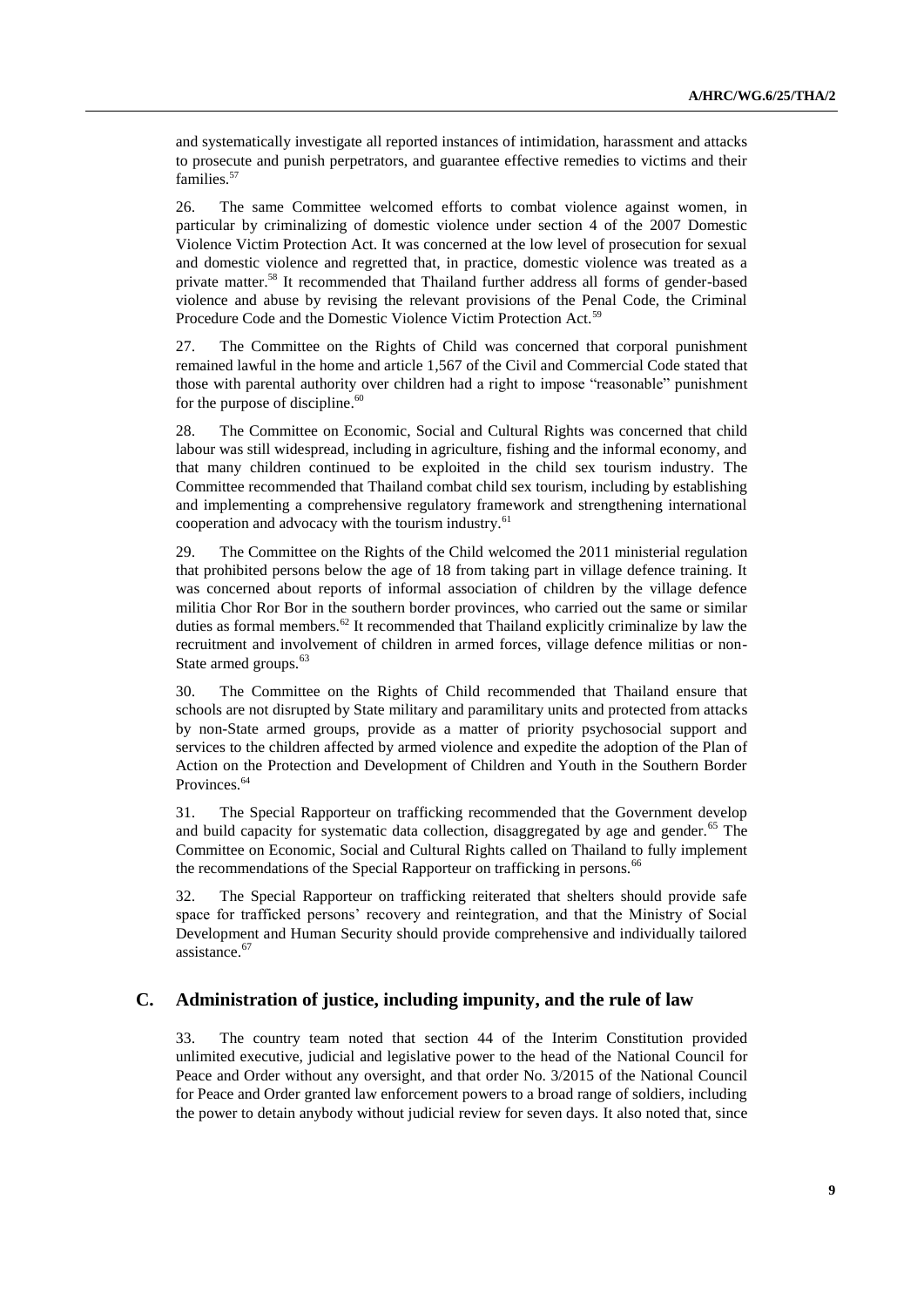and systematically investigate all reported instances of intimidation, harassment and attacks to prosecute and punish perpetrators, and guarantee effective remedies to victims and their families.[57]

26. The same Committee welcomed efforts to combat violence against women, in particular by criminalizing of domestic violence under section 4 of the 2007 Domestic Violence Victim Protection Act. It was concerned at the low level of prosecution for sexual and domestic violence and regretted that, in practice, domestic violence was treated as a private matter.[58] It recommended that Thailand further address all forms of gender-based violence and abuse by revising the relevant provisions of the Penal Code, the Criminal Procedure Code and the Domestic Violence Victim Protection Act.[59]

27. The Committee on the Rights of Child was concerned that corporal punishment remained lawful in the home and article 1,567 of the Civil and Commercial Code stated that those with parental authority over children had a right to impose "reasonable" punishment for the purpose of discipline.[60]

28. The Committee on Economic, Social and Cultural Rights was concerned that child labour was still widespread, including in agriculture, fishing and the informal economy, and that many children continued to be exploited in the child sex tourism industry. The Committee recommended that Thailand combat child sex tourism, including by establishing and implementing a comprehensive regulatory framework and strengthening international cooperation and advocacy with the tourism industry.[61]

29. The Committee on the Rights of the Child welcomed the 2011 ministerial regulation that prohibited persons below the age of 18 from taking part in village defence training. It was concerned about reports of informal association of children by the village defence militia Chor Ror Bor in the southern border provinces, who carried out the same or similar duties as formal members.[62] It recommended that Thailand explicitly criminalize by law the recruitment and involvement of children in armed forces, village defence militias or non-State armed groups.[63]

30. The Committee on the Rights of Child recommended that Thailand ensure that schools are not disrupted by State military and paramilitary units and protected from attacks by non-State armed groups, provide as a matter of priority psychosocial support and services to the children affected by armed violence and expedite the adoption of the Plan of Action on the Protection and Development of Children and Youth in the Southern Border Provinces.[64]

31. The Special Rapporteur on trafficking recommended that the Government develop and build capacity for systematic data collection, disaggregated by age and gender.[65] The Committee on Economic, Social and Cultural Rights called on Thailand to fully implement the recommendations of the Special Rapporteur on trafficking in persons.[66]

32. The Special Rapporteur on trafficking reiterated that shelters should provide safe space for trafficked persons' recovery and reintegration, and that the Ministry of Social Development and Human Security should provide comprehensive and individually tailored assistance.[67]

## C. Administration of justice, including impunity, and the rule of law

33. The country team noted that section 44 of the Interim Constitution provided unlimited executive, judicial and legislative power to the head of the National Council for Peace and Order without any oversight, and that order No. 3/2015 of the National Council for Peace and Order granted law enforcement powers to a broad range of soldiers, including the power to detain anybody without judicial review for seven days. It also noted that, since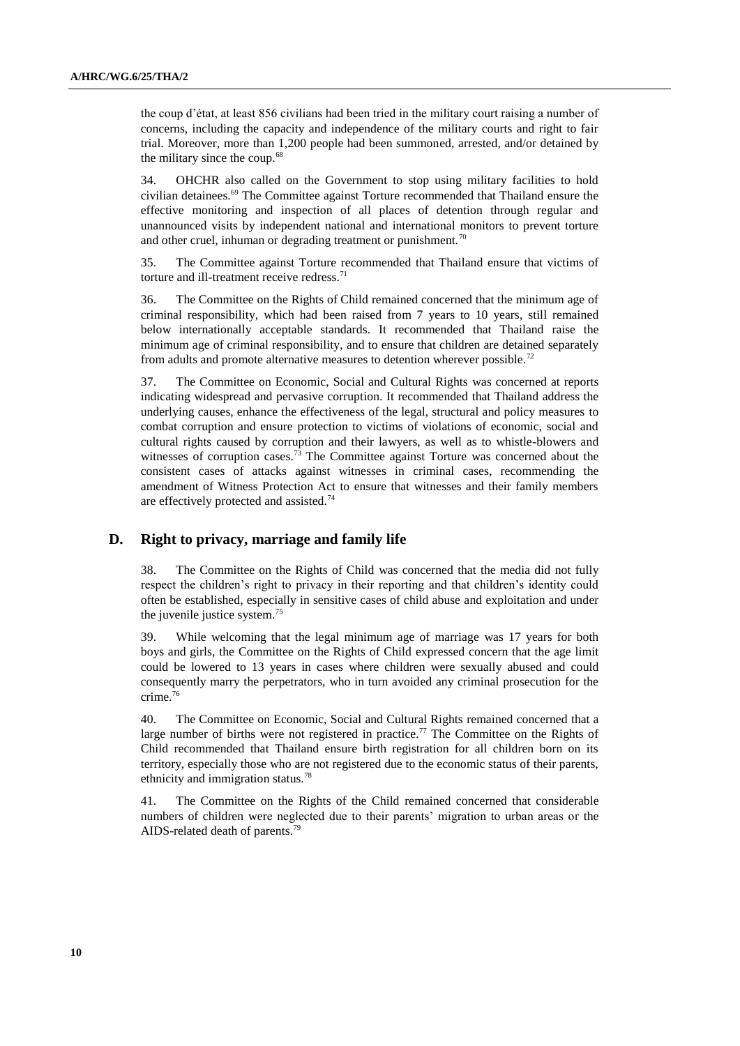the coup d'état, at least 856 civilians had been tried in the military court raising a number of concerns, including the capacity and independence of the military courts and right to fair trial. Moreover, more than 1,200 people had been summoned, arrested, and/or detained by the military since the coup.[68]

34. OHCHR also called on the Government to stop using military facilities to hold civilian detainees.[69] The Committee against Torture recommended that Thailand ensure the effective monitoring and inspection of all places of detention through regular and unannounced visits by independent national and international monitors to prevent torture and other cruel, inhuman or degrading treatment or punishment.[70]

35. The Committee against Torture recommended that Thailand ensure that victims of torture and ill-treatment receive redress.[71]

36. The Committee on the Rights of Child remained concerned that the minimum age of criminal responsibility, which had been raised from 7 years to 10 years, still remained below internationally acceptable standards. It recommended that Thailand raise the minimum age of criminal responsibility, and to ensure that children are detained separately from adults and promote alternative measures to detention wherever possible.[72]

37. The Committee on Economic, Social and Cultural Rights was concerned at reports indicating widespread and pervasive corruption. It recommended that Thailand address the underlying causes, enhance the effectiveness of the legal, structural and policy measures to combat corruption and ensure protection to victims of violations of economic, social and cultural rights caused by corruption and their lawyers, as well as to whistle-blowers and witnesses of corruption cases.[73] The Committee against Torture was concerned about the consistent cases of attacks against witnesses in criminal cases, recommending the amendment of Witness Protection Act to ensure that witnesses and their family members are effectively protected and assisted.[74]

## D. Right to privacy, marriage and family life

38. The Committee on the Rights of Child was concerned that the media did not fully respect the children's right to privacy in their reporting and that children's identity could often be established, especially in sensitive cases of child abuse and exploitation and under the juvenile justice system.[75]

39. While welcoming that the legal minimum age of marriage was 17 years for both boys and girls, the Committee on the Rights of Child expressed concern that the age limit could be lowered to 13 years in cases where children were sexually abused and could consequently marry the perpetrators, who in turn avoided any criminal prosecution for the crime.[76]

40. The Committee on Economic, Social and Cultural Rights remained concerned that a large number of births were not registered in practice.[77] The Committee on the Rights of Child recommended that Thailand ensure birth registration for all children born on its territory, especially those who are not registered due to the economic status of their parents, ethnicity and immigration status.[78]

41. The Committee on the Rights of the Child remained concerned that considerable numbers of children were neglected due to their parents' migration to urban areas or the AIDS-related death of parents.[79]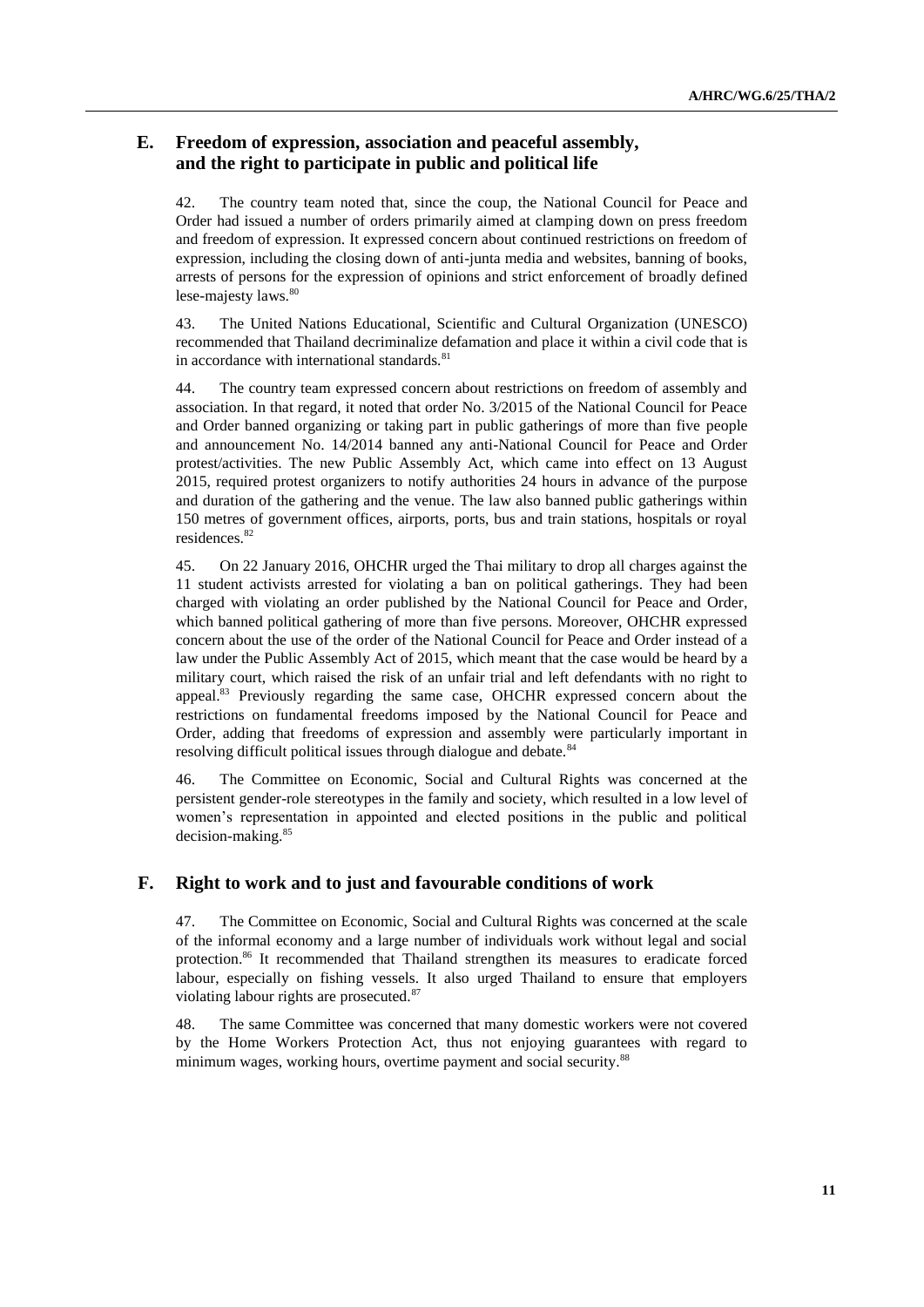## E. Freedom of expression, association and peaceful assembly, and the right to participate in public and political life

42. The country team noted that, since the coup, the National Council for Peace and Order had issued a number of orders primarily aimed at clamping down on press freedom and freedom of expression. It expressed concern about continued restrictions on freedom of expression, including the closing down of anti-junta media and websites, banning of books, arrests of persons for the expression of opinions and strict enforcement of broadly defined lese-majesty laws.[80]

43. The United Nations Educational, Scientific and Cultural Organization (UNESCO) recommended that Thailand decriminalize defamation and place it within a civil code that is in accordance with international standards.[81]

44. The country team expressed concern about restrictions on freedom of assembly and association. In that regard, it noted that order No. 3/2015 of the National Council for Peace and Order banned organizing or taking part in public gatherings of more than five people and announcement No. 14/2014 banned any anti-National Council for Peace and Order protest/activities. The new Public Assembly Act, which came into effect on 13 August 2015, required protest organizers to notify authorities 24 hours in advance of the purpose and duration of the gathering and the venue. The law also banned public gatherings within 150 metres of government offices, airports, ports, bus and train stations, hospitals or royal residences.[82]

45. On 22 January 2016, OHCHR urged the Thai military to drop all charges against the 11 student activists arrested for violating a ban on political gatherings. They had been charged with violating an order published by the National Council for Peace and Order, which banned political gathering of more than five persons. Moreover, OHCHR expressed concern about the use of the order of the National Council for Peace and Order instead of a law under the Public Assembly Act of 2015, which meant that the case would be heard by a military court, which raised the risk of an unfair trial and left defendants with no right to appeal.[83] Previously regarding the same case, OHCHR expressed concern about the restrictions on fundamental freedoms imposed by the National Council for Peace and Order, adding that freedoms of expression and assembly were particularly important in resolving difficult political issues through dialogue and debate.[84]

46. The Committee on Economic, Social and Cultural Rights was concerned at the persistent gender-role stereotypes in the family and society, which resulted in a low level of women's representation in appointed and elected positions in the public and political decision-making.[85]

## F. Right to work and to just and favourable conditions of work

47. The Committee on Economic, Social and Cultural Rights was concerned at the scale of the informal economy and a large number of individuals work without legal and social protection.[86] It recommended that Thailand strengthen its measures to eradicate forced labour, especially on fishing vessels. It also urged Thailand to ensure that employers violating labour rights are prosecuted.[87]

48. The same Committee was concerned that many domestic workers were not covered by the Home Workers Protection Act, thus not enjoying guarantees with regard to minimum wages, working hours, overtime payment and social security.[88]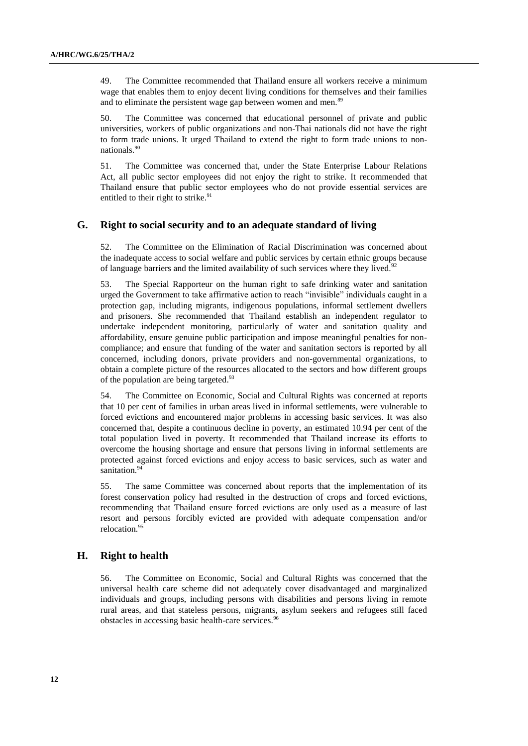49. The Committee recommended that Thailand ensure all workers receive a minimum wage that enables them to enjoy decent living conditions for themselves and their families and to eliminate the persistent wage gap between women and men.[89]

50. The Committee was concerned that educational personnel of private and public universities, workers of public organizations and non-Thai nationals did not have the right to form trade unions. It urged Thailand to extend the right to form trade unions to non-nationals.[90]

51. The Committee was concerned that, under the State Enterprise Labour Relations Act, all public sector employees did not enjoy the right to strike. It recommended that Thailand ensure that public sector employees who do not provide essential services are entitled to their right to strike.[91]

## G. Right to social security and to an adequate standard of living

52. The Committee on the Elimination of Racial Discrimination was concerned about the inadequate access to social welfare and public services by certain ethnic groups because of language barriers and the limited availability of such services where they lived.[92]

53. The Special Rapporteur on the human right to safe drinking water and sanitation urged the Government to take affirmative action to reach "invisible" individuals caught in a protection gap, including migrants, indigenous populations, informal settlement dwellers and prisoners. She recommended that Thailand establish an independent regulator to undertake independent monitoring, particularly of water and sanitation quality and affordability, ensure genuine public participation and impose meaningful penalties for non-compliance; and ensure that funding of the water and sanitation sectors is reported by all concerned, including donors, private providers and non-governmental organizations, to obtain a complete picture of the resources allocated to the sectors and how different groups of the population are being targeted.[93]

54. The Committee on Economic, Social and Cultural Rights was concerned at reports that 10 per cent of families in urban areas lived in informal settlements, were vulnerable to forced evictions and encountered major problems in accessing basic services. It was also concerned that, despite a continuous decline in poverty, an estimated 10.94 per cent of the total population lived in poverty. It recommended that Thailand increase its efforts to overcome the housing shortage and ensure that persons living in informal settlements are protected against forced evictions and enjoy access to basic services, such as water and sanitation.[94]

55. The same Committee was concerned about reports that the implementation of its forest conservation policy had resulted in the destruction of crops and forced evictions, recommending that Thailand ensure forced evictions are only used as a measure of last resort and persons forcibly evicted are provided with adequate compensation and/or relocation.[95]

## H. Right to health

56. The Committee on Economic, Social and Cultural Rights was concerned that the universal health care scheme did not adequately cover disadvantaged and marginalized individuals and groups, including persons with disabilities and persons living in remote rural areas, and that stateless persons, migrants, asylum seekers and refugees still faced obstacles in accessing basic health-care services.[96]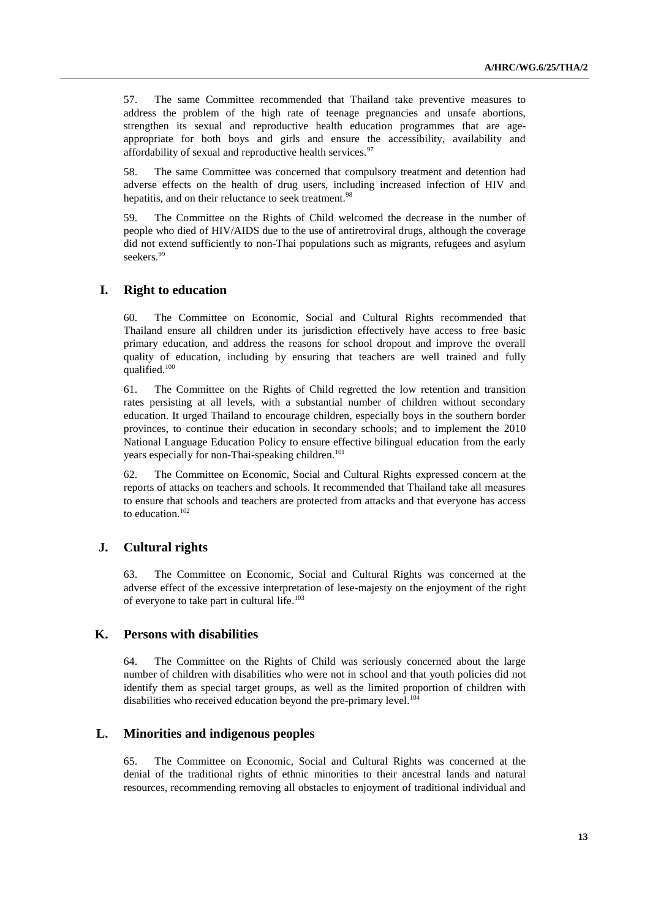57. The same Committee recommended that Thailand take preventive measures to address the problem of the high rate of teenage pregnancies and unsafe abortions, strengthen its sexual and reproductive health education programmes that are age-appropriate for both boys and girls and ensure the accessibility, availability and affordability of sexual and reproductive health services.[97]

58. The same Committee was concerned that compulsory treatment and detention had adverse effects on the health of drug users, including increased infection of HIV and hepatitis, and on their reluctance to seek treatment.[98]

59. The Committee on the Rights of Child welcomed the decrease in the number of people who died of HIV/AIDS due to the use of antiretroviral drugs, although the coverage did not extend sufficiently to non-Thai populations such as migrants, refugees and asylum seekers.[99]

## I. Right to education

60. The Committee on Economic, Social and Cultural Rights recommended that Thailand ensure all children under its jurisdiction effectively have access to free basic primary education, and address the reasons for school dropout and improve the overall quality of education, including by ensuring that teachers are well trained and fully qualified.[100]

61. The Committee on the Rights of Child regretted the low retention and transition rates persisting at all levels, with a substantial number of children without secondary education. It urged Thailand to encourage children, especially boys in the southern border provinces, to continue their education in secondary schools; and to implement the 2010 National Language Education Policy to ensure effective bilingual education from the early years especially for non-Thai-speaking children.[101]

62. The Committee on Economic, Social and Cultural Rights expressed concern at the reports of attacks on teachers and schools. It recommended that Thailand take all measures to ensure that schools and teachers are protected from attacks and that everyone has access to education.[102]

## J. Cultural rights

63. The Committee on Economic, Social and Cultural Rights was concerned at the adverse effect of the excessive interpretation of lese-majesty on the enjoyment of the right of everyone to take part in cultural life.[103]

## K. Persons with disabilities

64. The Committee on the Rights of Child was seriously concerned about the large number of children with disabilities who were not in school and that youth policies did not identify them as special target groups, as well as the limited proportion of children with disabilities who received education beyond the pre-primary level.[104]

## L. Minorities and indigenous peoples

65. The Committee on Economic, Social and Cultural Rights was concerned at the denial of the traditional rights of ethnic minorities to their ancestral lands and natural resources, recommending removing all obstacles to enjoyment of traditional individual and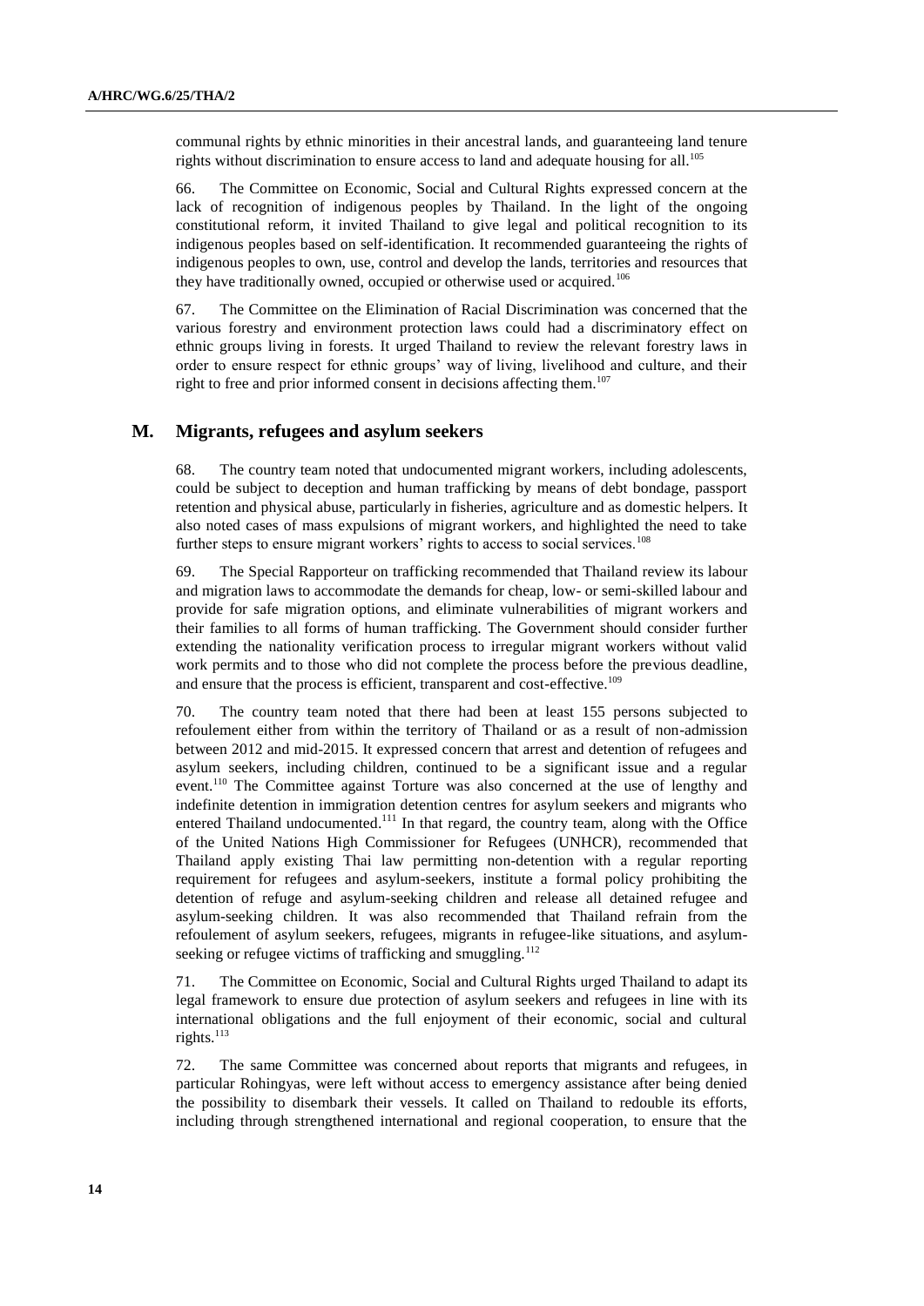communal rights by ethnic minorities in their ancestral lands, and guaranteeing land tenure rights without discrimination to ensure access to land and adequate housing for all.[105]

66. The Committee on Economic, Social and Cultural Rights expressed concern at the lack of recognition of indigenous peoples by Thailand. In the light of the ongoing constitutional reform, it invited Thailand to give legal and political recognition to its indigenous peoples based on self-identification. It recommended guaranteeing the rights of indigenous peoples to own, use, control and develop the lands, territories and resources that they have traditionally owned, occupied or otherwise used or acquired.[106]

67. The Committee on the Elimination of Racial Discrimination was concerned that the various forestry and environment protection laws could had a discriminatory effect on ethnic groups living in forests. It urged Thailand to review the relevant forestry laws in order to ensure respect for ethnic groups' way of living, livelihood and culture, and their right to free and prior informed consent in decisions affecting them.[107]

## M. Migrants, refugees and asylum seekers

68. The country team noted that undocumented migrant workers, including adolescents, could be subject to deception and human trafficking by means of debt bondage, passport retention and physical abuse, particularly in fisheries, agriculture and as domestic helpers. It also noted cases of mass expulsions of migrant workers, and highlighted the need to take further steps to ensure migrant workers' rights to access to social services.[108]

69. The Special Rapporteur on trafficking recommended that Thailand review its labour and migration laws to accommodate the demands for cheap, low- or semi-skilled labour and provide for safe migration options, and eliminate vulnerabilities of migrant workers and their families to all forms of human trafficking. The Government should consider further extending the nationality verification process to irregular migrant workers without valid work permits and to those who did not complete the process before the previous deadline, and ensure that the process is efficient, transparent and cost-effective.[109]

70. The country team noted that there had been at least 155 persons subjected to refoulement either from within the territory of Thailand or as a result of non-admission between 2012 and mid-2015. It expressed concern that arrest and detention of refugees and asylum seekers, including children, continued to be a significant issue and a regular event.[110] The Committee against Torture was also concerned at the use of lengthy and indefinite detention in immigration detention centres for asylum seekers and migrants who entered Thailand undocumented.[111] In that regard, the country team, along with the Office of the United Nations High Commissioner for Refugees (UNHCR), recommended that Thailand apply existing Thai law permitting non-detention with a regular reporting requirement for refugees and asylum-seekers, institute a formal policy prohibiting the detention of refuge and asylum-seeking children and release all detained refugee and asylum-seeking children. It was also recommended that Thailand refrain from the refoulement of asylum seekers, refugees, migrants in refugee-like situations, and asylum-seeking or refugee victims of trafficking and smuggling.[112]

71. The Committee on Economic, Social and Cultural Rights urged Thailand to adapt its legal framework to ensure due protection of asylum seekers and refugees in line with its international obligations and the full enjoyment of their economic, social and cultural rights.[113]

72. The same Committee was concerned about reports that migrants and refugees, in particular Rohingyas, were left without access to emergency assistance after being denied the possibility to disembark their vessels. It called on Thailand to redouble its efforts, including through strengthened international and regional cooperation, to ensure that the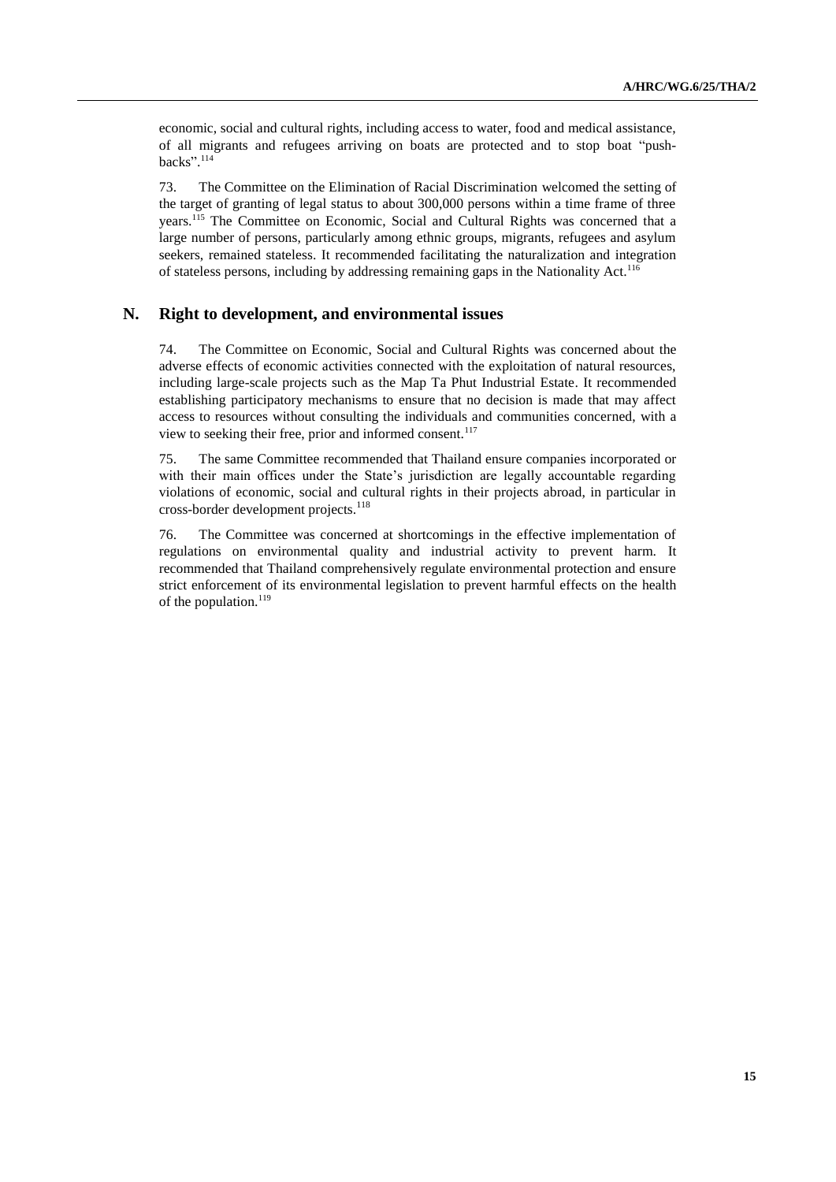economic, social and cultural rights, including access to water, food and medical assistance, of all migrants and refugees arriving on boats are protected and to stop boat "push-backs".[114]

73. The Committee on the Elimination of Racial Discrimination welcomed the setting of the target of granting of legal status to about 300,000 persons within a time frame of three years.[115] The Committee on Economic, Social and Cultural Rights was concerned that a large number of persons, particularly among ethnic groups, migrants, refugees and asylum seekers, remained stateless. It recommended facilitating the naturalization and integration of stateless persons, including by addressing remaining gaps in the Nationality Act.[116]

## N. Right to development, and environmental issues

74. The Committee on Economic, Social and Cultural Rights was concerned about the adverse effects of economic activities connected with the exploitation of natural resources, including large-scale projects such as the Map Ta Phut Industrial Estate. It recommended establishing participatory mechanisms to ensure that no decision is made that may affect access to resources without consulting the individuals and communities concerned, with a view to seeking their free, prior and informed consent.[117]

75. The same Committee recommended that Thailand ensure companies incorporated or with their main offices under the State's jurisdiction are legally accountable regarding violations of economic, social and cultural rights in their projects abroad, in particular in cross-border development projects.[118]

76. The Committee was concerned at shortcomings in the effective implementation of regulations on environmental quality and industrial activity to prevent harm. It recommended that Thailand comprehensively regulate environmental protection and ensure strict enforcement of its environmental legislation to prevent harmful effects on the health of the population.[119]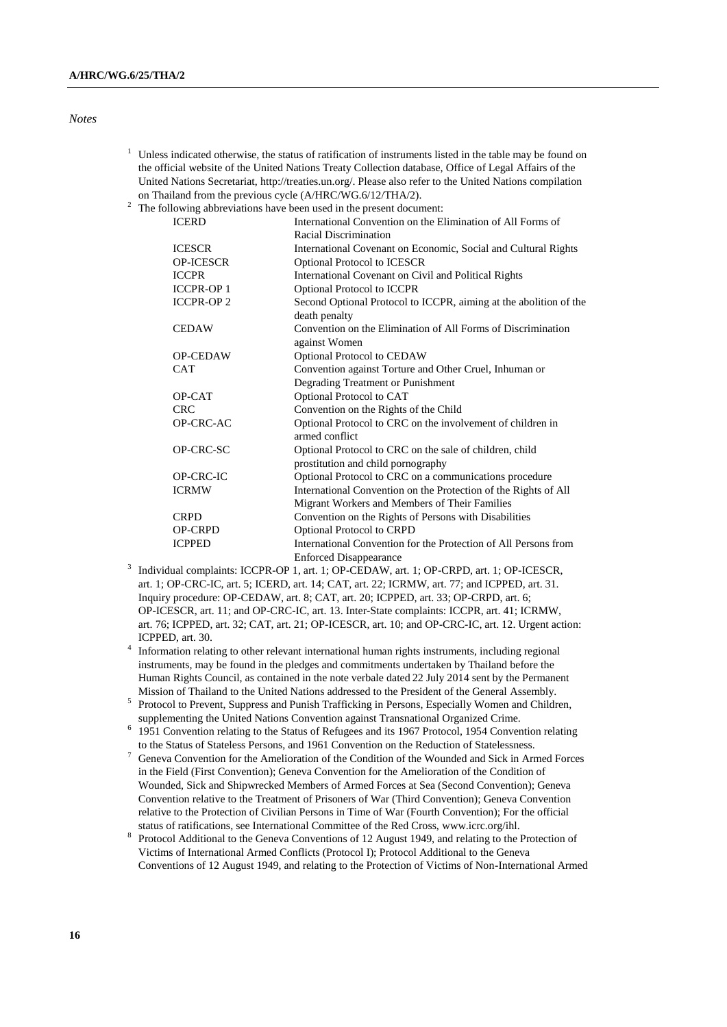*Notes*

[1] Unless indicated otherwise, the status of ratification of instruments listed in the table may be found on the official website of the United Nations Treaty Collection database, Office of Legal Affairs of the United Nations Secretariat, http://treaties.un.org/. Please also refer to the United Nations compilation on Thailand from the previous cycle (A/HRC/WG.6/12/THA/2).

[2] The following abbreviations have been used in the present document:

| | |
|---|---|
| ICERD | International Convention on the Elimination of All Forms of Racial Discrimination |
| ICESCR | International Covenant on Economic, Social and Cultural Rights |
| OP-ICESCR | Optional Protocol to ICESCR |
| ICCPR | International Covenant on Civil and Political Rights |
| ICCPR-OP 1 | Optional Protocol to ICCPR |
| ICCPR-OP 2 | Second Optional Protocol to ICCPR, aiming at the abolition of the death penalty |
| CEDAW | Convention on the Elimination of All Forms of Discrimination against Women |
| OP-CEDAW | Optional Protocol to CEDAW |
| CAT | Convention against Torture and Other Cruel, Inhuman or Degrading Treatment or Punishment |
| OP-CAT | Optional Protocol to CAT |
| CRC | Convention on the Rights of the Child |
| OP-CRC-AC | Optional Protocol to CRC on the involvement of children in armed conflict |
| OP-CRC-SC | Optional Protocol to CRC on the sale of children, child prostitution and child pornography |
| OP-CRC-IC | Optional Protocol to CRC on a communications procedure |
| ICRMW | International Convention on the Protection of the Rights of All Migrant Workers and Members of Their Families |
| CRPD | Convention on the Rights of Persons with Disabilities |
| OP-CRPD | Optional Protocol to CRPD |
| ICPPED | International Convention for the Protection of All Persons from Enforced Disappearance |

[3] Individual complaints: ICCPR-OP 1, art. 1; OP-CEDAW, art. 1; OP-CRPD, art. 1; OP-ICESCR, art. 1; OP-CRC-IC, art. 5; ICERD, art. 14; CAT, art. 22; ICRMW, art. 77; and ICPPED, art. 31. Inquiry procedure: OP-CEDAW, art. 8; CAT, art. 20; ICPPED, art. 33; OP-CRPD, art. 6; OP-ICESCR, art. 11; and OP-CRC-IC, art. 13. Inter-State complaints: ICCPR, art. 41; ICRMW, art. 76; ICPPED, art. 32; CAT, art. 21; OP-ICESCR, art. 10; and OP-CRC-IC, art. 12. Urgent action: ICPPED, art. 30.

[4] Information relating to other relevant international human rights instruments, including regional instruments, may be found in the pledges and commitments undertaken by Thailand before the Human Rights Council, as contained in the note verbale dated 22 July 2014 sent by the Permanent Mission of Thailand to the United Nations addressed to the President of the General Assembly.

[5] Protocol to Prevent, Suppress and Punish Trafficking in Persons, Especially Women and Children, supplementing the United Nations Convention against Transnational Organized Crime.

[6] 1951 Convention relating to the Status of Refugees and its 1967 Protocol, 1954 Convention relating to the Status of Stateless Persons, and 1961 Convention on the Reduction of Statelessness.

[7] Geneva Convention for the Amelioration of the Condition of the Wounded and Sick in Armed Forces in the Field (First Convention); Geneva Convention for the Amelioration of the Condition of Wounded, Sick and Shipwrecked Members of Armed Forces at Sea (Second Convention); Geneva Convention relative to the Treatment of Prisoners of War (Third Convention); Geneva Convention relative to the Protection of Civilian Persons in Time of War (Fourth Convention); For the official status of ratifications, see International Committee of the Red Cross, www.icrc.org/ihl.

[8] Protocol Additional to the Geneva Conventions of 12 August 1949, and relating to the Protection of Victims of International Armed Conflicts (Protocol I); Protocol Additional to the Geneva Conventions of 12 August 1949, and relating to the Protection of Victims of Non-International Armed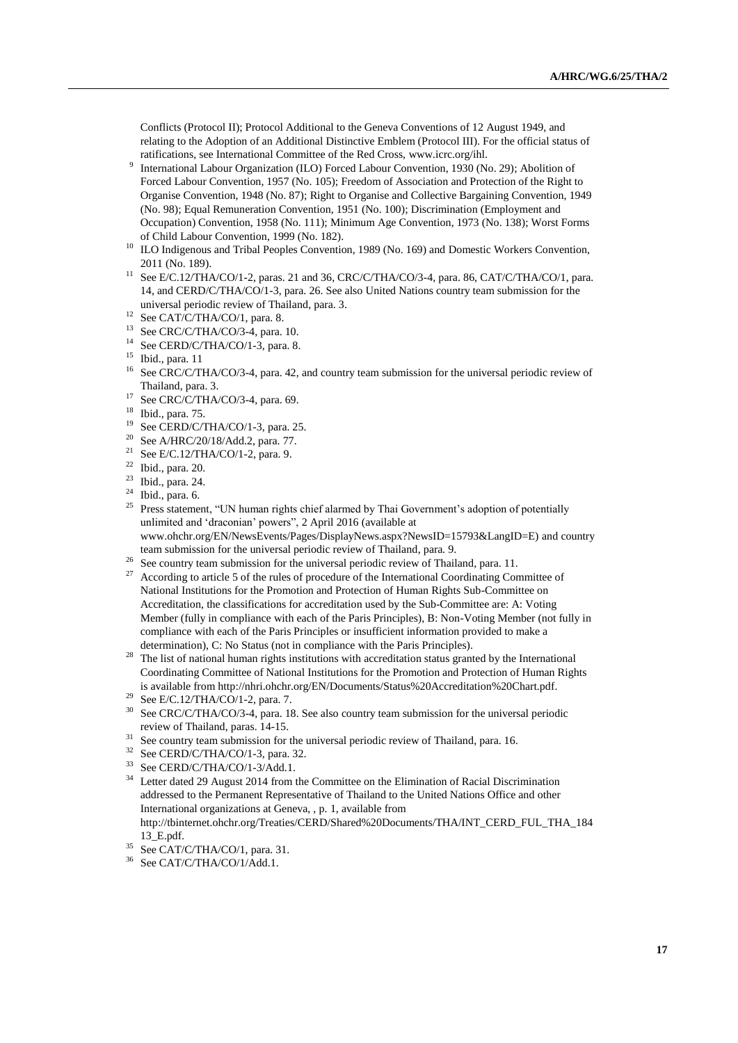Conflicts (Protocol II); Protocol Additional to the Geneva Conventions of 12 August 1949, and relating to the Adoption of an Additional Distinctive Emblem (Protocol III). For the official status of ratifications, see International Committee of the Red Cross, www.icrc.org/ihl.

[9] International Labour Organization (ILO) Forced Labour Convention, 1930 (No. 29); Abolition of Forced Labour Convention, 1957 (No. 105); Freedom of Association and Protection of the Right to Organise Convention, 1948 (No. 87); Right to Organise and Collective Bargaining Convention, 1949 (No. 98); Equal Remuneration Convention, 1951 (No. 100); Discrimination (Employment and Occupation) Convention, 1958 (No. 111); Minimum Age Convention, 1973 (No. 138); Worst Forms of Child Labour Convention, 1999 (No. 182).

[10] ILO Indigenous and Tribal Peoples Convention, 1989 (No. 169) and Domestic Workers Convention, 2011 (No. 189).

[11] See E/C.12/THA/CO/1-2, paras. 21 and 36, CRC/C/THA/CO/3-4, para. 86, CAT/C/THA/CO/1, para. 14, and CERD/C/THA/CO/1-3, para. 26. See also United Nations country team submission for the universal periodic review of Thailand, para. 3.

[12] See CAT/C/THA/CO/1, para. 8.

[13] See CRC/C/THA/CO/3-4, para. 10.

[14] See CERD/C/THA/CO/1-3, para. 8.

[15] Ibid., para. 11

[16] See CRC/C/THA/CO/3-4, para. 42, and country team submission for the universal periodic review of Thailand, para. 3.

[17] See CRC/C/THA/CO/3-4, para. 69.

[18] Ibid., para. 75.

[19] See CERD/C/THA/CO/1-3, para. 25.

[20] See A/HRC/20/18/Add.2, para. 77.

[21] See E/C.12/THA/CO/1-2, para. 9.

[22] Ibid., para. 20.

[23] Ibid., para. 24.

[24] Ibid., para. 6.

[25] Press statement, "UN human rights chief alarmed by Thai Government's adoption of potentially unlimited and 'draconian' powers", 2 April 2016 (available at www.ohchr.org/EN/NewsEvents/Pages/DisplayNews.aspx?NewsID=15793&LangID=E) and country team submission for the universal periodic review of Thailand, para. 9.

[26] See country team submission for the universal periodic review of Thailand, para. 11.

[27] According to article 5 of the rules of procedure of the International Coordinating Committee of National Institutions for the Promotion and Protection of Human Rights Sub-Committee on Accreditation, the classifications for accreditation used by the Sub-Committee are: A: Voting Member (fully in compliance with each of the Paris Principles), B: Non-Voting Member (not fully in compliance with each of the Paris Principles or insufficient information provided to make a determination), C: No Status (not in compliance with the Paris Principles).

[28] The list of national human rights institutions with accreditation status granted by the International Coordinating Committee of National Institutions for the Promotion and Protection of Human Rights is available from http://nhri.ohchr.org/EN/Documents/Status%20Accreditation%20Chart.pdf.

[29] See E/C.12/THA/CO/1-2, para. 7.

[30] See CRC/C/THA/CO/3-4, para. 18. See also country team submission for the universal periodic review of Thailand, paras. 14-15.

[31] See country team submission for the universal periodic review of Thailand, para. 16.

[32] See CERD/C/THA/CO/1-3, para. 32.

[33] See CERD/C/THA/CO/1-3/Add.1.

[34] Letter dated 29 August 2014 from the Committee on the Elimination of Racial Discrimination addressed to the Permanent Representative of Thailand to the United Nations Office and other International organizations at Geneva, , p. 1, available from http://tbinternet.ohchr.org/Treaties/CERD/Shared%20Documents/THA/INT_CERD_FUL_THA_18413_E.pdf.

[35] See CAT/C/THA/CO/1, para. 31.

[36] See CAT/C/THA/CO/1/Add.1.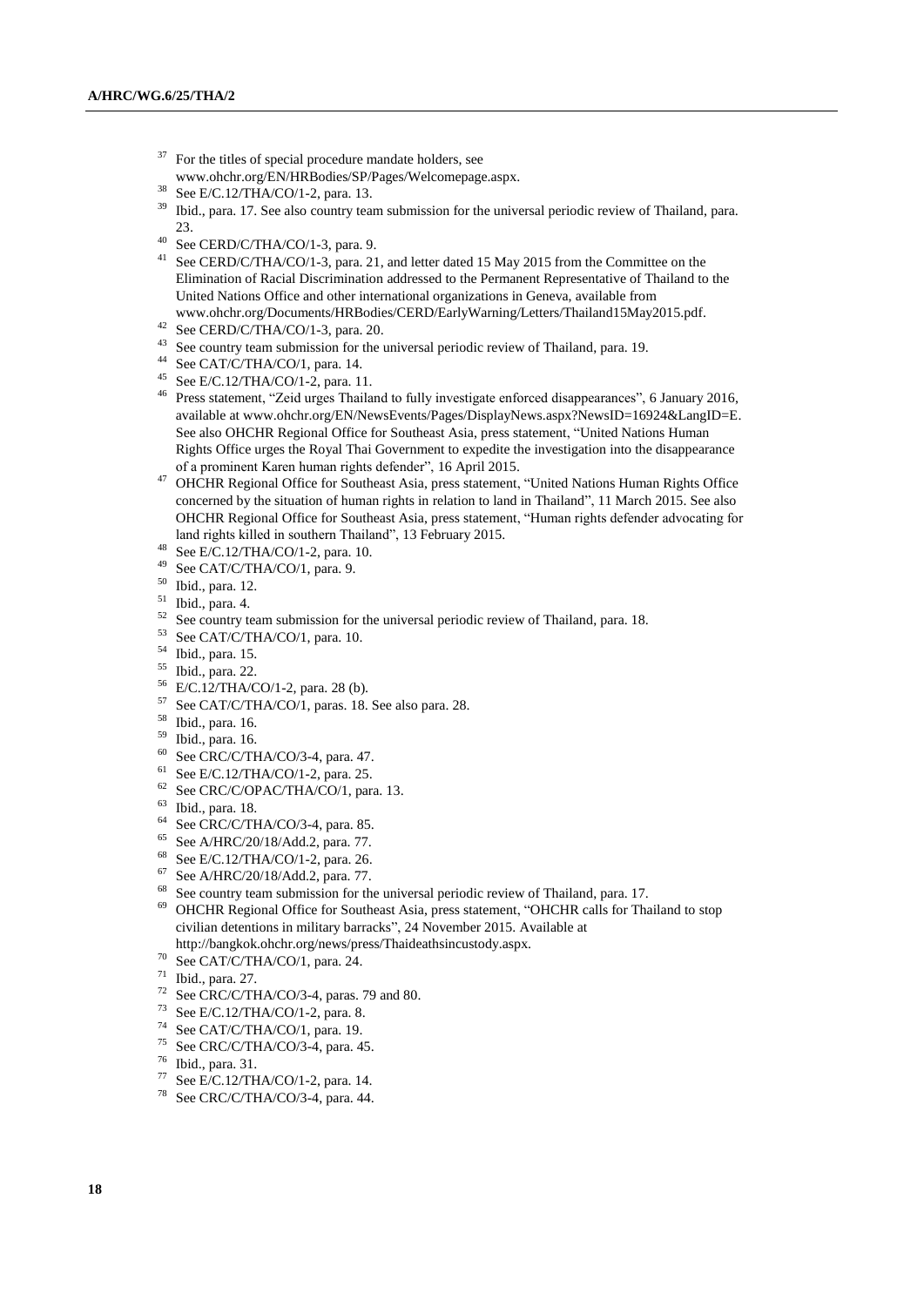[37] For the titles of special procedure mandate holders, see www.ohchr.org/EN/HRBodies/SP/Pages/Welcomepage.aspx.

[38] See E/C.12/THA/CO/1-2, para. 13.

[39] Ibid., para. 17. See also country team submission for the universal periodic review of Thailand, para. 23.

[40] See CERD/C/THA/CO/1-3, para. 9.

[41] See CERD/C/THA/CO/1-3, para. 21, and letter dated 15 May 2015 from the Committee on the Elimination of Racial Discrimination addressed to the Permanent Representative of Thailand to the United Nations Office and other international organizations in Geneva, available from www.ohchr.org/Documents/HRBodies/CERD/EarlyWarning/Letters/Thailand15May2015.pdf.

[42] See CERD/C/THA/CO/1-3, para. 20.

[43] See country team submission for the universal periodic review of Thailand, para. 19.

[44] See CAT/C/THA/CO/1, para. 14.

[45] See E/C.12/THA/CO/1-2, para. 11.

[46] Press statement, "Zeid urges Thailand to fully investigate enforced disappearances", 6 January 2016, available at www.ohchr.org/EN/NewsEvents/Pages/DisplayNews.aspx?NewsID=16924&LangID=E. See also OHCHR Regional Office for Southeast Asia, press statement, "United Nations Human Rights Office urges the Royal Thai Government to expedite the investigation into the disappearance of a prominent Karen human rights defender", 16 April 2015.

[47] OHCHR Regional Office for Southeast Asia, press statement, "United Nations Human Rights Office concerned by the situation of human rights in relation to land in Thailand", 11 March 2015. See also OHCHR Regional Office for Southeast Asia, press statement, "Human rights defender advocating for land rights killed in southern Thailand", 13 February 2015.

[48] See E/C.12/THA/CO/1-2, para. 10.

[49] See CAT/C/THA/CO/1, para. 9.

[50] Ibid., para. 12.

[51] Ibid., para. 4.

[52] See country team submission for the universal periodic review of Thailand, para. 18.

[53] See CAT/C/THA/CO/1, para. 10.

[54] Ibid., para. 15.

[55] Ibid., para. 22.

[56] E/C.12/THA/CO/1-2, para. 28 (b).

[57] See CAT/C/THA/CO/1, paras. 18. See also para. 28.

[58] Ibid., para. 16.

[59] Ibid., para. 16.

[60] See CRC/C/THA/CO/3-4, para. 47.

[61] See E/C.12/THA/CO/1-2, para. 25.

[62] See CRC/C/OPAC/THA/CO/1, para. 13.

[63] Ibid., para. 18.

[64] See CRC/C/THA/CO/3-4, para. 85.

[65] See A/HRC/20/18/Add.2, para. 77.

[68] See E/C.12/THA/CO/1-2, para. 26.

[67] See A/HRC/20/18/Add.2, para. 77.

[68] See country team submission for the universal periodic review of Thailand, para. 17.

[69] OHCHR Regional Office for Southeast Asia, press statement, "OHCHR calls for Thailand to stop civilian detentions in military barracks", 24 November 2015. Available at http://bangkok.ohchr.org/news/press/Thaideathsincustody.aspx.

[70] See CAT/C/THA/CO/1, para. 24.

[71] Ibid., para. 27.

[72] See CRC/C/THA/CO/3-4, paras. 79 and 80.

[73] See E/C.12/THA/CO/1-2, para. 8.

[74] See CAT/C/THA/CO/1, para. 19.

[75] See CRC/C/THA/CO/3-4, para. 45.

[76] Ibid., para. 31.

[77] See E/C.12/THA/CO/1-2, para. 14.

[78] See CRC/C/THA/CO/3-4, para. 44.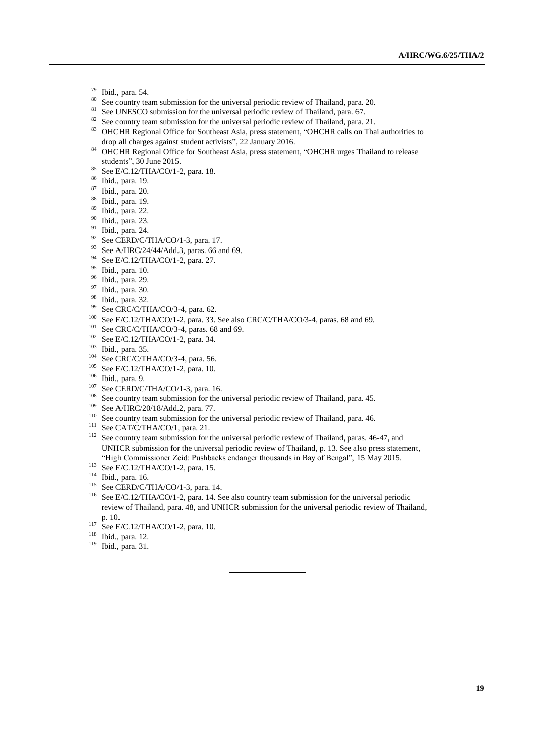[79] Ibid., para. 54.

[80] See country team submission for the universal periodic review of Thailand, para. 20.

[81] See UNESCO submission for the universal periodic review of Thailand, para. 67.

[82] See country team submission for the universal periodic review of Thailand, para. 21.

[83] OHCHR Regional Office for Southeast Asia, press statement, "OHCHR calls on Thai authorities to drop all charges against student activists", 22 January 2016.

[84] OHCHR Regional Office for Southeast Asia, press statement, "OHCHR urges Thailand to release students", 30 June 2015.

[85] See E/C.12/THA/CO/1-2, para. 18.

[86] Ibid., para. 19.

[87] Ibid., para. 20.

[88] Ibid., para. 19.

[89] Ibid., para. 22.

[90] Ibid., para. 23.

[91] Ibid., para. 24.

[92] See CERD/C/THA/CO/1-3, para. 17.

[93] See A/HRC/24/44/Add.3, paras. 66 and 69.

[94] See E/C.12/THA/CO/1-2, para. 27.

[95] Ibid., para. 10.

[96] Ibid., para. 29.

[97] Ibid., para. 30.

[98] Ibid., para. 32.

[99] See CRC/C/THA/CO/3-4, para. 62.

[100] See E/C.12/THA/CO/1-2, para. 33. See also CRC/C/THA/CO/3-4, paras. 68 and 69.

[101] See CRC/C/THA/CO/3-4, paras. 68 and 69.

[102] See E/C.12/THA/CO/1-2, para. 34.

[103] Ibid., para. 35.

[104] See CRC/C/THA/CO/3-4, para. 56.

[105] See E/C.12/THA/CO/1-2, para. 10.

[106] Ibid., para. 9.

[107] See CERD/C/THA/CO/1-3, para. 16.

[108] See country team submission for the universal periodic review of Thailand, para. 45.

[109] See A/HRC/20/18/Add.2, para. 77.

[110] See country team submission for the universal periodic review of Thailand, para. 46.

[111] See CAT/C/THA/CO/1, para. 21.

[112] See country team submission for the universal periodic review of Thailand, paras. 46-47, and UNHCR submission for the universal periodic review of Thailand, p. 13. See also press statement, "High Commissioner Zeid: Pushbacks endanger thousands in Bay of Bengal", 15 May 2015.

[113] See E/C.12/THA/CO/1-2, para. 15.

[114] Ibid., para. 16.

[115] See CERD/C/THA/CO/1-3, para. 14.

[116] See E/C.12/THA/CO/1-2, para. 14. See also country team submission for the universal periodic review of Thailand, para. 48, and UNHCR submission for the universal periodic review of Thailand, p. 10.

[117] See E/C.12/THA/CO/1-2, para. 10.

[118] Ibid., para. 12.

[119] Ibid., para. 31.